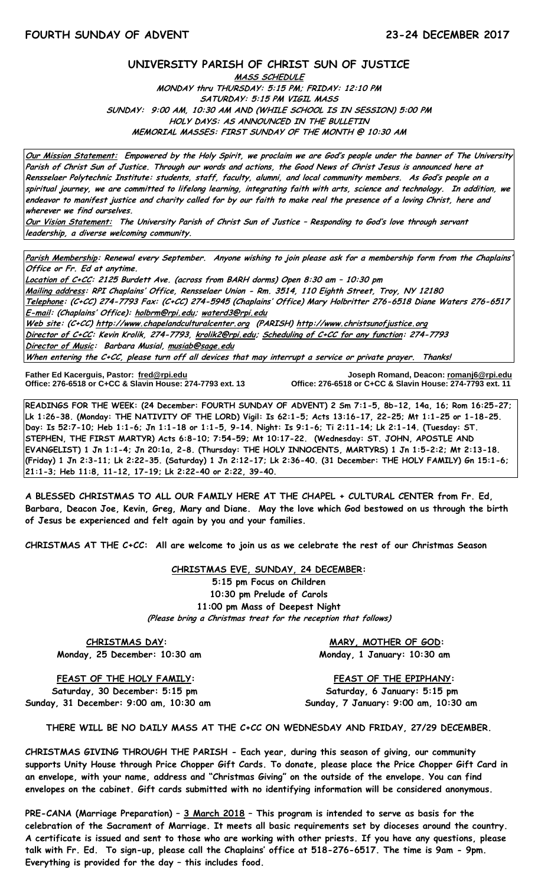**FOURTH SUNDAY OF ADVENT** **23-24 DECEMBER 2017**

## UNIVERSITY PARISH OF CHRIST SUN OF JUSTICE

**MASS SCHEDULE**
**MONDAY thru THURSDAY: 5:15 PM; FRIDAY: 12:10 PM**
**SATURDAY: 5:15 PM VIGIL MASS**
**SUNDAY: 9:00 AM, 10:30 AM AND (WHILE SCHOOL IS IN SESSION) 5:00 PM**
**HOLY DAYS: AS ANNOUNCED IN THE BULLETIN**
**MEMORIAL MASSES: FIRST SUNDAY OF THE MONTH @ 10:30 AM**

***Our Mission Statement:* Empowered by the Holy Spirit, we proclaim we are God's people under the banner of The University Parish of Christ Sun of Justice. Through our words and actions, the Good News of Christ Jesus is announced here at Rensselaer Polytechnic Institute: students, staff, faculty, alumni, and local community members. As God's people on a spiritual journey, we are committed to lifelong learning, integrating faith with arts, science and technology. In addition, we endeavor to manifest justice and charity called for by our faith to make real the presence of a loving Christ, here and wherever we find ourselves.**

***Our Vision Statement:* The University Parish of Christ Sun of Justice – Responding to God's love through servant leadership, a diverse welcoming community.**

***Parish Membership*: Renewal every September. Anyone wishing to join please ask for a membership form from the Chaplains' Office or Fr. Ed at anytime.**

***Location of C+CC*: 2125 Burdett Ave. (across from BARH dorms) Open 8:30 am – 10:30 pm**

***Mailing address*: RPI Chaplains' Office, Rensselaer Union - Rm. 3514, 110 Eighth Street, Troy, NY 12180**

***Telephone*: (C+CC) 274-7793 Fax: (C+CC) 274-5945 (Chaplains' Office) Mary Holbritter 276-6518 Diane Waters 276-6517**

***E-mail*: (Chaplains' Office): holbrm@rpi.edu; waterd3@rpi.edu**

***Web site*: (C+CC) http://www.chapelandculturalcenter.org (PARISH) http://www.christsunofjustice.org**

***Director of C+CC*: Kevin Krolik, 274-7793, krolik2@rpi.edu; *Scheduling of C+CC for any function*: 274-7793**

***Director of Music*: Barbara Musial, musiab@sage.edu**

***When entering the C+CC, please turn off all devices that may interrupt a service or private prayer. Thanks!***

**Father Ed Kacerguis, Pastor: fred@rpi.edu**
**Office: 276-6518 or C+CC & Slavin House: 274-7793 ext. 13**

**Joseph Romand, Deacon: romanj6@rpi.edu**
**Office: 276-6518 or C+CC & Slavin House: 274-7793 ext. 11**

**READINGS FOR THE WEEK: (24 December: FOURTH SUNDAY OF ADVENT) 2 Sm 7:1-5, 8b-12, 14a, 16; Rom 16:25-27; Lk 1:26-38. (Monday: THE NATIVITY OF THE LORD) Vigil: Is 62:1-5; Acts 13:16-17, 22-25; Mt 1:1-25 or 1-18-25. Day: Is 52:7-10; Heb 1:1-6; Jn 1:1-18 or 1:1-5, 9-14. Night: Is 9:1-6; Ti 2:11-14; Lk 2:1-14. (Tuesday: ST. STEPHEN, THE FIRST MARTYR) Acts 6:8-10; 7:54-59; Mt 10:17-22. (Wednesday: ST. JOHN, APOSTLE AND EVANGELIST) 1 Jn 1:1-4; Jn 20:1a, 2-8. (Thursday: THE HOLY INNOCENTS, MARTYRS) 1 Jn 1:5-2:2; Mt 2:13-18. (Friday) 1 Jn 2:3-11; Lk 2:22-35. (Saturday) 1 Jn 2:12-17; Lk 2:36-40. (31 December: THE HOLY FAMILY) Gn 15:1-6; 21:1-3; Heb 11:8, 11-12, 17-19; Lk 2:22-40 or 2:22, 39-40.**

**A BLESSED CHRISTMAS TO ALL OUR FAMILY HERE AT THE CHAPEL + CULTURAL CENTER from Fr. Ed, Barbara, Deacon Joe, Kevin, Greg, Mary and Diane. May the love which God bestowed on us through the birth of Jesus be experienced and felt again by you and your families.**

**CHRISTMAS AT THE C+CC: All are welcome to join us as we celebrate the rest of our Christmas Season**

**CHRISTMAS EVE, SUNDAY, 24 DECEMBER:**
**5:15 pm Focus on Children**
**10:30 pm Prelude of Carols**
**11:00 pm Mass of Deepest Night**
***(Please bring a Christmas treat for the reception that follows)***

**CHRISTMAS DAY:**
**Monday, 25 December: 10:30 am**

**MARY, MOTHER OF GOD:**
**Monday, 1 January: 10:30 am**

**FEAST OF THE HOLY FAMILY:**
**Saturday, 30 December: 5:15 pm**
**Sunday, 31 December: 9:00 am, 10:30 am**

**FEAST OF THE EPIPHANY:**
**Saturday, 6 January: 5:15 pm**
**Sunday, 7 January: 9:00 am, 10:30 am**

**THERE WILL BE NO DAILY MASS AT THE C+CC ON WEDNESDAY AND FRIDAY, 27/29 DECEMBER.**

**CHRISTMAS GIVING THROUGH THE PARISH - Each year, during this season of giving, our community supports Unity House through Price Chopper Gift Cards. To donate, please place the Price Chopper Gift Card in an envelope, with your name, address and "Christmas Giving" on the outside of the envelope. You can find envelopes on the cabinet. Gift cards submitted with no identifying information will be considered anonymous.**

**PRE-CANA (Marriage Preparation) – 3 March 2018 – This program is intended to serve as basis for the celebration of the Sacrament of Marriage. It meets all basic requirements set by dioceses around the country. A certificate is issued and sent to those who are working with other priests. If you have any questions, please talk with Fr. Ed. To sign-up, please call the Chaplains' office at 518-276-6517. The time is 9am - 9pm. Everything is provided for the day – this includes food.**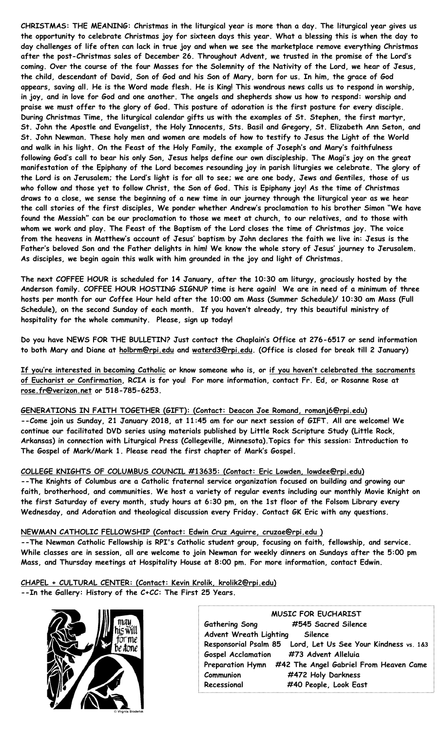**CHRISTMAS: THE MEANING: Christmas in the liturgical year is more than a day. The liturgical year gives us the opportunity to celebrate Christmas joy for sixteen days this year. What a blessing this is when the day to day challenges of life often can lack in true joy and when we see the marketplace remove everything Christmas after the post-Christmas sales of December 26. Throughout Advent, we trusted in the promise of the Lord's coming. Over the course of the four Masses for the Solemnity of the Nativity of the Lord, we hear of Jesus, the child, descendant of David, Son of God and his Son of Mary, born for us. In him, the grace of God appears, saving all. He is the Word made flesh. He is King! This wondrous news calls us to respond in worship, in joy, and in love for God and one another. The angels and shepherds show us how to respond: worship and praise we must offer to the glory of God. This posture of adoration is the first posture for every disciple. During Christmas Time, the liturgical calendar gifts us with the examples of St. Stephen, the first martyr, St. John the Apostle and Evangelist, the Holy Innocents, Sts. Basil and Gregory, St. Elizabeth Ann Seton, and St. John Newman. These holy men and women are models of how to testify to Jesus the Light of the World and walk in his light. On the Feast of the Holy Family, the example of Joseph's and Mary's faithfulness following God's call to bear his only Son, Jesus helps define our own discipleship. The Magi's joy on the great manifestation of the Epiphany of the Lord becomes resounding joy in parish liturgies we celebrate. The glory of the Lord is on Jerusalem; the Lord's light is for all to see; we are one body, Jews and Gentiles, those of us who follow and those yet to follow Christ, the Son of God. This is Epiphany joy! As the time of Christmas draws to a close, we sense the beginning of a new time in our journey through the liturgical year as we hear the call stories of the first disciples, We ponder whether Andrew's proclamation to his brother Simon "We have found the Messiah" can be our proclamation to those we meet at church, to our relatives, and to those with whom we work and play. The Feast of the Baptism of the Lord closes the time of Christmas joy. The voice from the heavens in Matthew's account of Jesus' baptism by John declares the faith we live in: Jesus is the Father's beloved Son and the Father delights in him! We know the whole story of Jesus' journey to Jerusalem. As disciples, we begin again this walk with him grounded in the joy and light of Christmas.**

**The next COFFEE HOUR is scheduled for 14 January, after the 10:30 am liturgy, graciously hosted by the Anderson family. COFFEE HOUR HOSTING SIGNUP time is here again! We are in need of a minimum of three hosts per month for our Coffee Hour held after the 10:00 am Mass (Summer Schedule)/ 10:30 am Mass (Full Schedule), on the second Sunday of each month. If you haven't already, try this beautiful ministry of hospitality for the whole community. Please, sign up today!**

**Do you have NEWS FOR THE BULLETIN? Just contact the Chaplain's Office at 276-6517 or send information to both Mary and Diane at holbrm@rpi.edu and waterd3@rpi.edu. (Office is closed for break till 2 January)**

**If you're interested in becoming Catholic or know someone who is, or if you haven't celebrated the sacraments of Eucharist or Confirmation, RCIA is for you! For more information, contact Fr. Ed, or Rosanne Rose at rose.fr@verizon.net or 518-785-6253.**

**GENERATIONS IN FAITH TOGETHER (GIFT): (Contact: Deacon Joe Romand, romanj6@rpi.edu)**

**--Come join us Sunday, 21 January 2018, at 11:45 am for our next session of GIFT. All are welcome! We continue our facilitated DVD series using materials published by Little Rock Scripture Study (Little Rock, Arkansas) in connection with Liturgical Press (Collegeville, Minnesota).Topics for this session: Introduction to The Gospel of Mark/Mark 1. Please read the first chapter of Mark's Gospel.**

**COLLEGE KNIGHTS OF COLUMBUS COUNCIL #13635: (Contact: Eric Lowden, lowdee@rpi.edu)**

**--The Knights of Columbus are a Catholic fraternal service organization focused on building and growing our faith, brotherhood, and communities. We host a variety of regular events including our monthly Movie Knight on the first Saturday of every month, study hours at 6:30 pm, on the 1st floor of the Folsom Library every Wednesday, and Adoration and theological discussion every Friday. Contact GK Eric with any questions.**

**NEWMAN CATHOLIC FELLOWSHIP (Contact: Edwin Cruz Aguirre, cruzae@rpi.edu )**

**--The Newman Catholic Fellowship is RPI's Catholic student group, focusing on faith, fellowship, and service. While classes are in session, all are welcome to join Newman for weekly dinners on Sundays after the 5:00 pm Mass, and Thursday meetings at Hospitality House at 8:00 pm. For more information, contact Edwin.**

**CHAPEL + CULTURAL CENTER: (Contact: Kevin Krolik, krolik2@rpi.edu)**

**--In the Gallery: History of the C+CC: The First 25 Years.**

**MUSIC FOR EUCHARIST**

| | |
|---|---|
| Gathering Song | #545 Sacred Silence |
| Advent Wreath Lighting | Silence |
| Responsorial Psalm 85 | Lord, Let Us See Your Kindness vs. 1&3 |
| Gospel Acclamation | #73 Advent Alleluia |
| Preparation Hymn | #42 The Angel Gabriel From Heaven Came |
| Communion | #472 Holy Darkness |
| Recessional | #40 People, Look East |